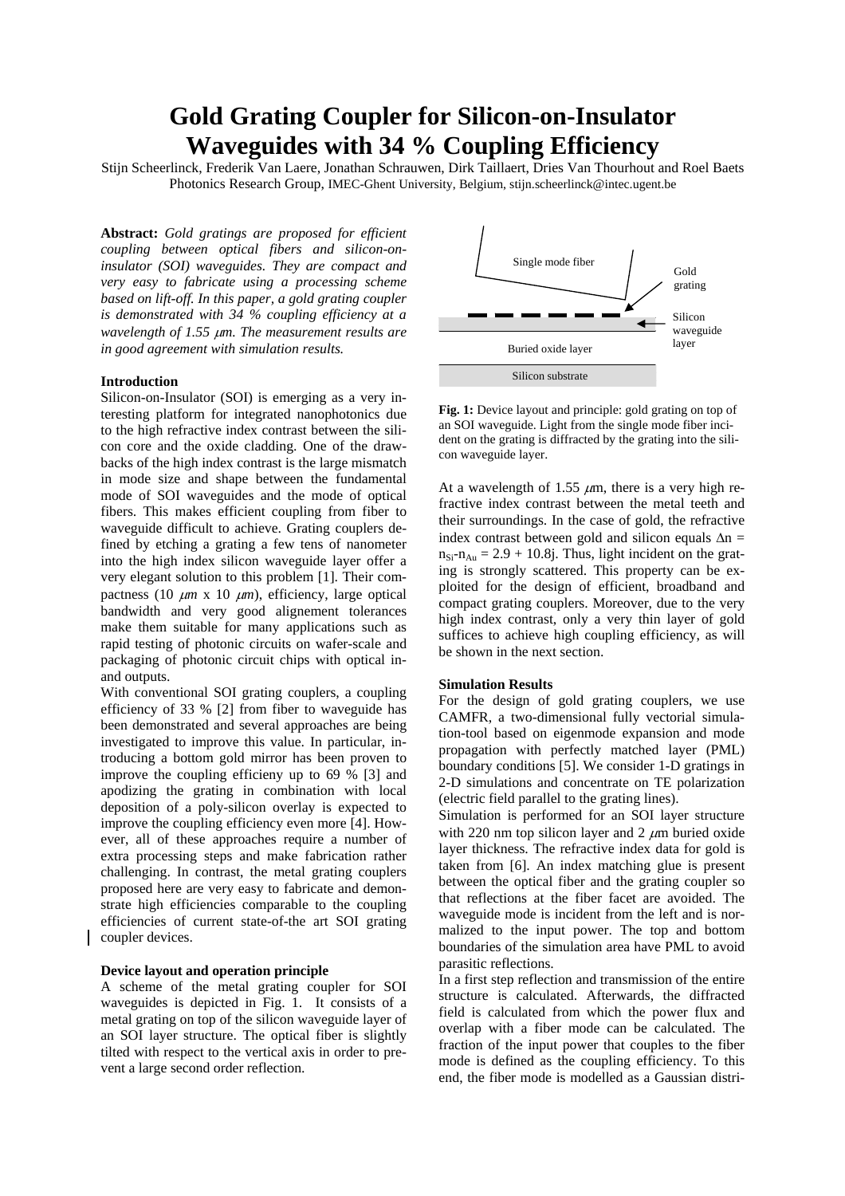# Gold Grating Coupler for Silicon-on-Insulator Waveguides with 34 % Coupling Efficiency

Stijn Scheerlinck, Frederik Van Laere, Jonathan Schrauwen, Dirk Taillaert, Dries Van Thourhout and Roel Baets
Photonics Research Group, IMEC-Ghent University, Belgium, stijn.scheerlinck@intec.ugent.be

**Abstract:** *Gold gratings are proposed for efficient coupling between optical fibers and silicon-on-insulator (SOI) waveguides. They are compact and very easy to fabricate using a processing scheme based on lift-off. In this paper, a gold grating coupler is demonstrated with 34 % coupling efficiency at a wavelength of 1.55 μm. The measurement results are in good agreement with simulation results.*

**Introduction**

Silicon-on-Insulator (SOI) is emerging as a very interesting platform for integrated nanophotonics due to the high refractive index contrast between the silicon core and the oxide cladding. One of the drawbacks of the high index contrast is the large mismatch in mode size and shape between the fundamental mode of SOI waveguides and the mode of optical fibers. This makes efficient coupling from fiber to waveguide difficult to achieve. Grating couplers defined by etching a grating a few tens of nanometer into the high index silicon waveguide layer offer a very elegant solution to this problem [1]. Their compactness (10 *μm* x 10 *μm*), efficiency, large optical bandwidth and very good alignement tolerances make them suitable for many applications such as rapid testing of photonic circuits on wafer-scale and packaging of photonic circuit chips with optical in- and outputs.

With conventional SOI grating couplers, a coupling efficiency of 33 % [2] from fiber to waveguide has been demonstrated and several approaches are being investigated to improve this value. In particular, introducing a bottom gold mirror has been proven to improve the coupling efficieny up to 69 % [3] and apodizing the grating in combination with local deposition of a poly-silicon overlay is expected to improve the coupling efficiency even more [4]. However, all of these approaches require a number of extra processing steps and make fabrication rather challenging. In contrast, the metal grating couplers proposed here are very easy to fabricate and demonstrate high efficiencies comparable to the coupling efficiencies of current state-of-the art SOI grating coupler devices.

**Device layout and operation principle**

A scheme of the metal grating coupler for SOI waveguides is depicted in Fig. 1. It consists of a metal grating on top of the silicon waveguide layer of an SOI layer structure. The optical fiber is slightly tilted with respect to the vertical axis in order to prevent a large second order reflection.

**Fig. 1:** Device layout and principle: gold grating on top of an SOI waveguide. Light from the single mode fiber incident on the grating is diffracted by the grating into the silicon waveguide layer.

At a wavelength of 1.55 μm, there is a very high refractive index contrast between the metal teeth and their surroundings. In the case of gold, the refractive index contrast between gold and silicon equals $\Delta n = n_{Si}-n_{Au} = 2.9 + 10.8j$. Thus, light incident on the grating is strongly scattered. This property can be exploited for the design of efficient, broadband and compact grating couplers. Moreover, due to the very high index contrast, only a very thin layer of gold suffices to achieve high coupling efficiency, as will be shown in the next section.

**Simulation Results**

For the design of gold grating couplers, we use CAMFR, a two-dimensional fully vectorial simulation-tool based on eigenmode expansion and mode propagation with perfectly matched layer (PML) boundary conditions [5]. We consider 1-D gratings in 2-D simulations and concentrate on TE polarization (electric field parallel to the grating lines).

Simulation is performed for an SOI layer structure with 220 nm top silicon layer and 2 μm buried oxide layer thickness. The refractive index data for gold is taken from [6]. An index matching glue is present between the optical fiber and the grating coupler so that reflections at the fiber facet are avoided. The waveguide mode is incident from the left and is normalized to the input power. The top and bottom boundaries of the simulation area have PML to avoid parasitic reflections.

In a first step reflection and transmission of the entire structure is calculated. Afterwards, the diffracted field is calculated from which the power flux and overlap with a fiber mode can be calculated. The fraction of the input power that couples to the fiber mode is defined as the coupling efficiency. To this end, the fiber mode is modelled as a Gaussian distri-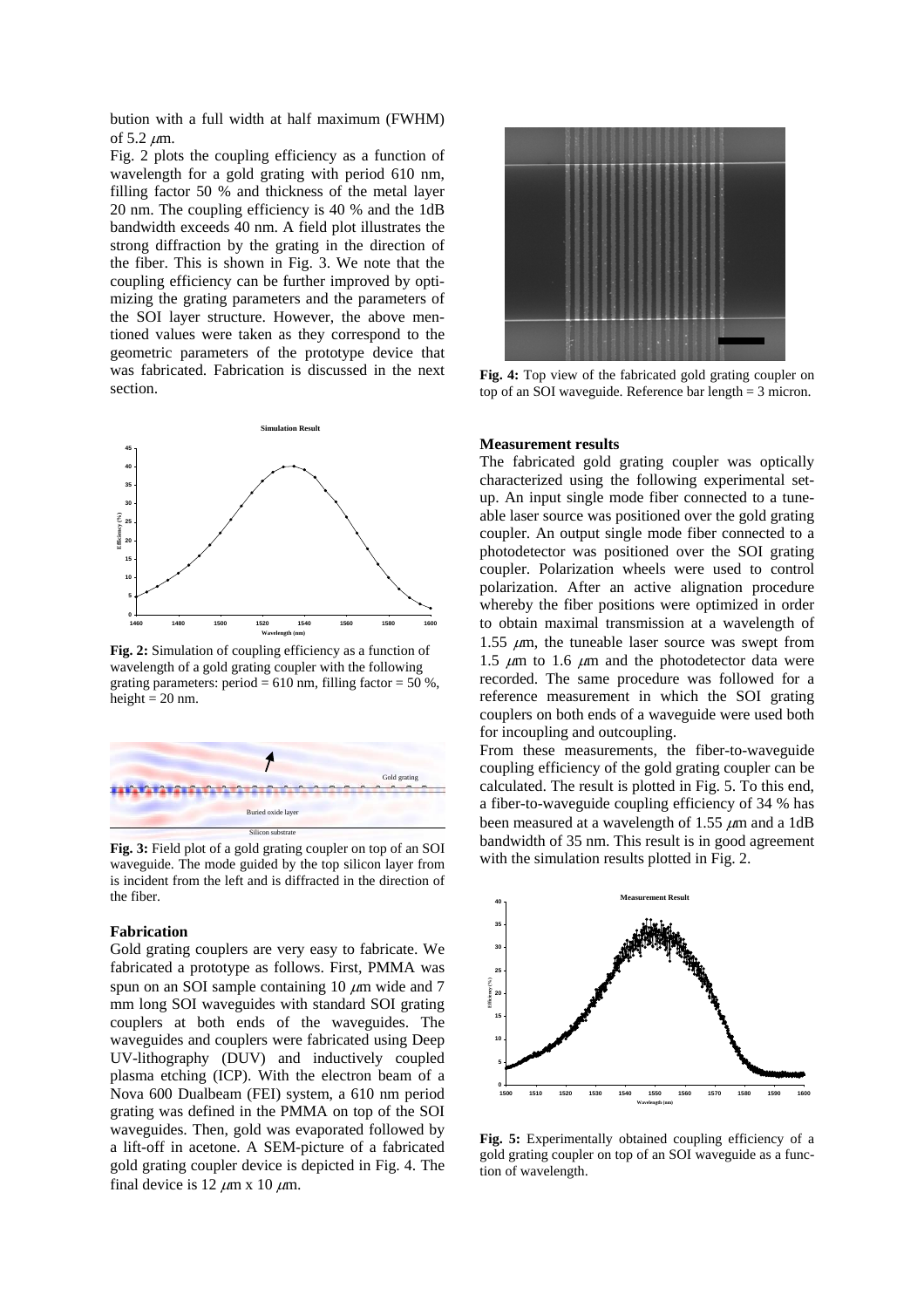bution with a full width at half maximum (FWHM) of 5.2 $\mu$m.

Fig. 2 plots the coupling efficiency as a function of wavelength for a gold grating with period 610 nm, filling factor 50 % and thickness of the metal layer 20 nm. The coupling efficiency is 40 % and the 1dB bandwidth exceeds 40 nm. A field plot illustrates the strong diffraction by the grating in the direction of the fiber. This is shown in Fig. 3. We note that the coupling efficiency can be further improved by optimizing the grating parameters and the parameters of the SOI layer structure. However, the above mentioned values were taken as they correspond to the geometric parameters of the prototype device that was fabricated. Fabrication is discussed in the next section.

**Fig. 2:** Simulation of coupling efficiency as a function of wavelength of a gold grating coupler with the following grating parameters: period = 610 nm, filling factor = 50 %, height = 20 nm.

**Fig. 3:** Field plot of a gold grating coupler on top of an SOI waveguide. The mode guided by the top silicon layer from is incident from the left and is diffracted in the direction of the fiber.

### Fabrication

Gold grating couplers are very easy to fabricate. We fabricated a prototype as follows. First, PMMA was spun on an SOI sample containing 10 $\mu$m wide and 7 mm long SOI waveguides with standard SOI grating couplers at both ends of the waveguides. The waveguides and couplers were fabricated using Deep UV-lithography (DUV) and inductively coupled plasma etching (ICP). With the electron beam of a Nova 600 Dualbeam (FEI) system, a 610 nm period grating was defined in the PMMA on top of the SOI waveguides. Then, gold was evaporated followed by a lift-off in acetone. A SEM-picture of a fabricated gold grating coupler device is depicted in Fig. 4. The final device is 12 $\mu$m x 10 $\mu$m.

**Fig. 4:** Top view of the fabricated gold grating coupler on top of an SOI waveguide. Reference bar length = 3 micron.

### Measurement results

The fabricated gold grating coupler was optically characterized using the following experimental setup. An input single mode fiber connected to a tuneable laser source was positioned over the gold grating coupler. An output single mode fiber connected to a photodetector was positioned over the SOI grating coupler. Polarization wheels were used to control polarization. After an active alignation procedure whereby the fiber positions were optimized in order to obtain maximal transmission at a wavelength of 1.55 $\mu$m, the tuneable laser source was swept from 1.5 $\mu$m to 1.6 $\mu$m and the photodetector data were recorded. The same procedure was followed for a reference measurement in which the SOI grating couplers on both ends of a waveguide were used both for incoupling and outcoupling.

From these measurements, the fiber-to-waveguide coupling efficiency of the gold grating coupler can be calculated. The result is plotted in Fig. 5. To this end, a fiber-to-waveguide coupling efficiency of 34 % has been measured at a wavelength of 1.55 $\mu$m and a 1dB bandwidth of 35 nm. This result is in good agreement with the simulation results plotted in Fig. 2.

**Fig. 5:** Experimentally obtained coupling efficiency of a gold grating coupler on top of an SOI waveguide as a function of wavelength.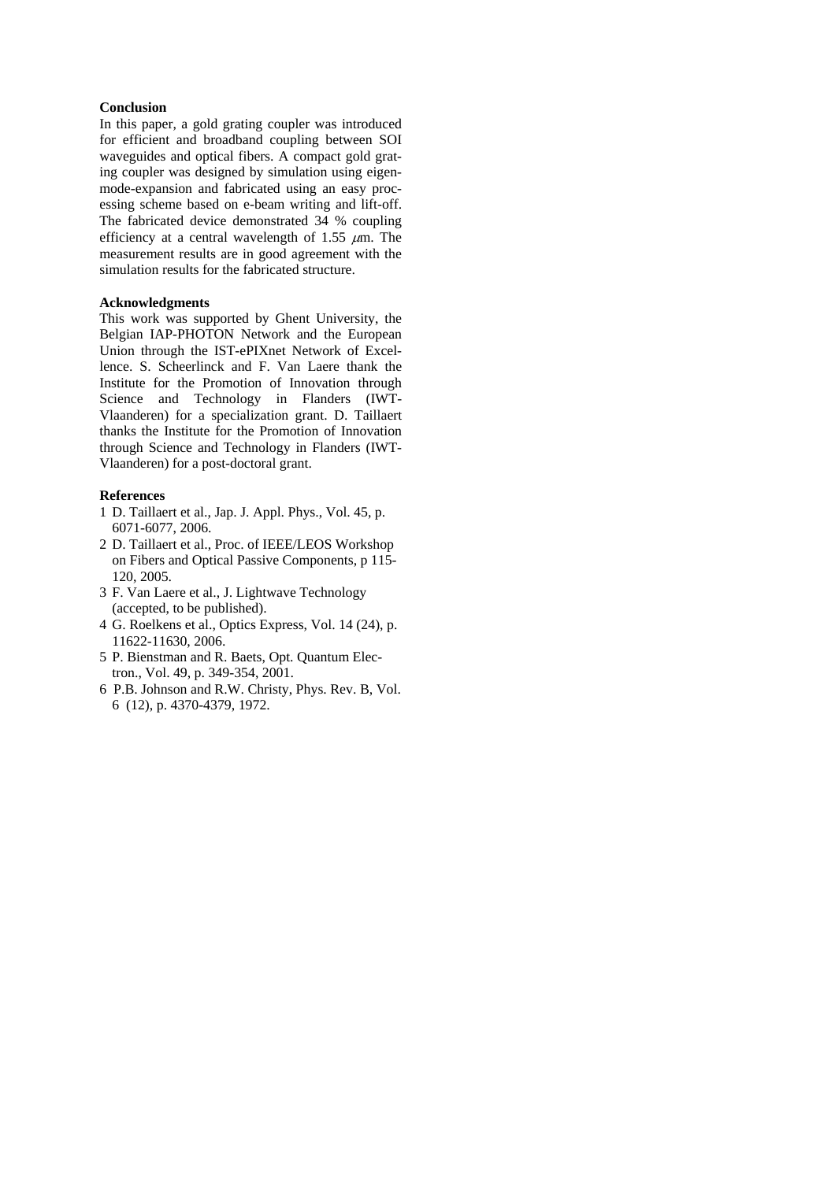## Conclusion

In this paper, a gold grating coupler was introduced for efficient and broadband coupling between SOI waveguides and optical fibers. A compact gold grating coupler was designed by simulation using eigenmode-expansion and fabricated using an easy processing scheme based on e-beam writing and lift-off. The fabricated device demonstrated 34 % coupling efficiency at a central wavelength of 1.55 $\mu$m. The measurement results are in good agreement with the simulation results for the fabricated structure.

## Acknowledgments

This work was supported by Ghent University, the Belgian IAP-PHOTON Network and the European Union through the IST-ePIXnet Network of Excellence. S. Scheerlinck and F. Van Laere thank the Institute for the Promotion of Innovation through Science and Technology in Flanders (IWT-Vlaanderen) for a specialization grant. D. Taillaert thanks the Institute for the Promotion of Innovation through Science and Technology in Flanders (IWT-Vlaanderen) for a post-doctoral grant.

## References

1. D. Taillaert et al., Jap. J. Appl. Phys., Vol. 45, p. 6071-6077, 2006.
2. D. Taillaert et al., Proc. of IEEE/LEOS Workshop on Fibers and Optical Passive Components, p 115-120, 2005.
3. F. Van Laere et al., J. Lightwave Technology (accepted, to be published).
4. G. Roelkens et al., Optics Express, Vol. 14 (24), p. 11622-11630, 2006.
5. P. Bienstman and R. Baets, Opt. Quantum Electron., Vol. 49, p. 349-354, 2001.
6. P.B. Johnson and R.W. Christy, Phys. Rev. B, Vol. 6 (12), p. 4370-4379, 1972.